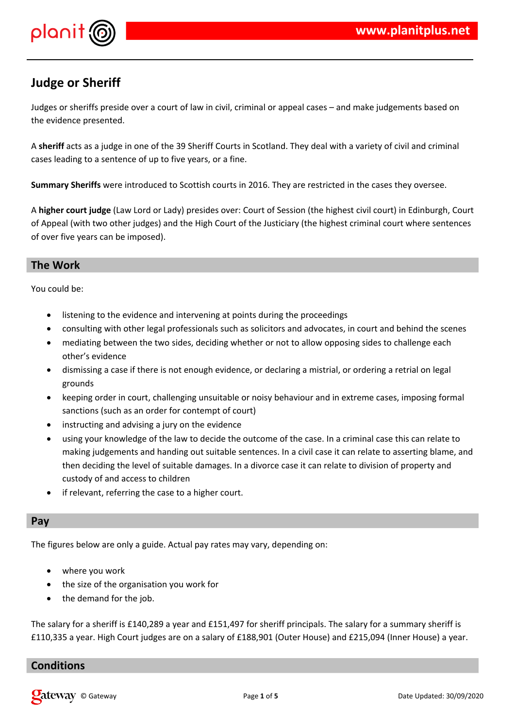# Judge or Sheriff

Judges or sheriffs preside over a court of law in civil, criminal or appeal cases – and make judgements based on the evidence presented.

A **sheriff** acts as a judge in one of the 39 Sheriff Courts in Scotland. They deal with a variety of civil and criminal cases leading to a sentence of up to five years, or a fine.

**Summary Sheriffs** were introduced to Scottish courts in 2016. They are restricted in the cases they oversee.

A **higher court judge** (Law Lord or Lady) presides over: Court of Session (the highest civil court) in Edinburgh, Court of Appeal (with two other judges) and the High Court of the Justiciary (the highest criminal court where sentences of over five years can be imposed).

## The Work

You could be:

- listening to the evidence and intervening at points during the proceedings
- consulting with other legal professionals such as solicitors and advocates, in court and behind the scenes
- mediating between the two sides, deciding whether or not to allow opposing sides to challenge each other's evidence
- dismissing a case if there is not enough evidence, or declaring a mistrial, or ordering a retrial on legal grounds
- keeping order in court, challenging unsuitable or noisy behaviour and in extreme cases, imposing formal sanctions (such as an order for contempt of court)
- instructing and advising a jury on the evidence
- using your knowledge of the law to decide the outcome of the case. In a criminal case this can relate to making judgements and handing out suitable sentences. In a civil case it can relate to asserting blame, and then deciding the level of suitable damages. In a divorce case it can relate to division of property and custody of and access to children
- if relevant, referring the case to a higher court.

## Pay

The figures below are only a guide. Actual pay rates may vary, depending on:

- where you work
- the size of the organisation you work for
- the demand for the job.

The salary for a sheriff is £140,289 a year and £151,497 for sheriff principals. The salary for a summary sheriff is £110,335 a year. High Court judges are on a salary of £188,901 (Outer House) and £215,094 (Inner House) a year.

## Conditions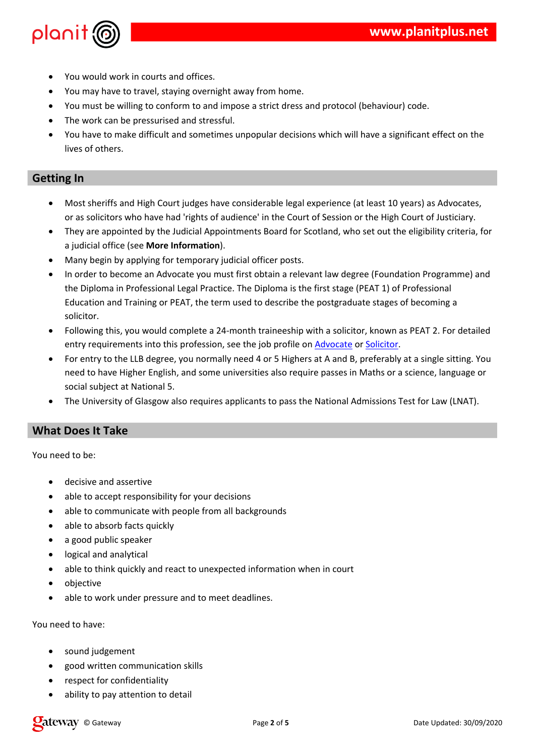- You would work in courts and offices.
- You may have to travel, staying overnight away from home.
- You must be willing to conform to and impose a strict dress and protocol (behaviour) code.
- The work can be pressurised and stressful.
- You have to make difficult and sometimes unpopular decisions which will have a significant effect on the lives of others.

## Getting In

- Most sheriffs and High Court judges have considerable legal experience (at least 10 years) as Advocates, or as solicitors who have had 'rights of audience' in the Court of Session or the High Court of Justiciary.
- They are appointed by the Judicial Appointments Board for Scotland, who set out the eligibility criteria, for a judicial office (see **More Information**).
- Many begin by applying for temporary judicial officer posts.
- In order to become an Advocate you must first obtain a relevant law degree (Foundation Programme) and the Diploma in Professional Legal Practice. The Diploma is the first stage (PEAT 1) of Professional Education and Training or PEAT, the term used to describe the postgraduate stages of becoming a solicitor.
- Following this, you would complete a 24-month traineeship with a solicitor, known as PEAT 2. For detailed entry requirements into this profession, see the job profile on Advocate or Solicitor.
- For entry to the LLB degree, you normally need 4 or 5 Highers at A and B, preferably at a single sitting. You need to have Higher English, and some universities also require passes in Maths or a science, language or social subject at National 5.
- The University of Glasgow also requires applicants to pass the National Admissions Test for Law (LNAT).

## What Does It Take

You need to be:

- decisive and assertive
- able to accept responsibility for your decisions
- able to communicate with people from all backgrounds
- able to absorb facts quickly
- a good public speaker
- logical and analytical
- able to think quickly and react to unexpected information when in court
- objective
- able to work under pressure and to meet deadlines.

You need to have:

- sound judgement
- good written communication skills
- respect for confidentiality
- ability to pay attention to detail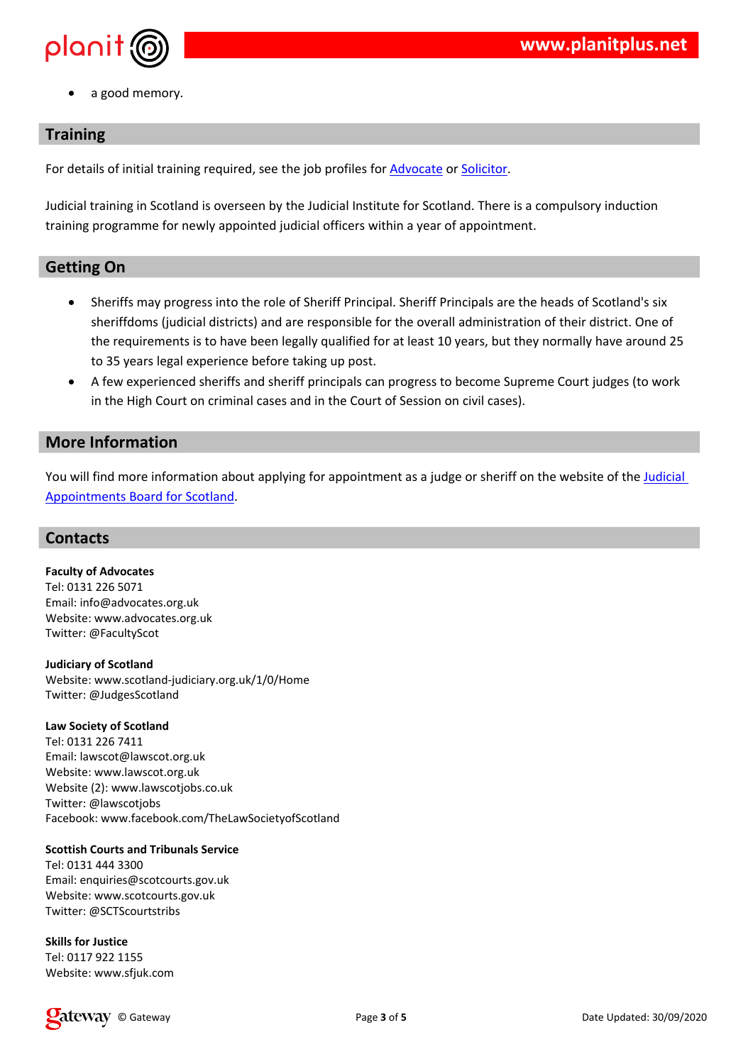- a good memory.

## Training

For details of initial training required, see the job profiles for Advocate or Solicitor.

Judicial training in Scotland is overseen by the Judicial Institute for Scotland. There is a compulsory induction training programme for newly appointed judicial officers within a year of appointment.

## Getting On

- Sheriffs may progress into the role of Sheriff Principal. Sheriff Principals are the heads of Scotland's six sheriffdoms (judicial districts) and are responsible for the overall administration of their district. One of the requirements is to have been legally qualified for at least 10 years, but they normally have around 25 to 35 years legal experience before taking up post.
- A few experienced sheriffs and sheriff principals can progress to become Supreme Court judges (to work in the High Court on criminal cases and in the Court of Session on civil cases).

## More Information

You will find more information about applying for appointment as a judge or sheriff on the website of the Judicial Appointments Board for Scotland.

## Contacts

**Faculty of Advocates**
Tel: 0131 226 5071
Email: info@advocates.org.uk
Website: www.advocates.org.uk
Twitter: @FacultyScot

**Judiciary of Scotland**
Website: www.scotland-judiciary.org.uk/1/0/Home
Twitter: @JudgesScotland

**Law Society of Scotland**
Tel: 0131 226 7411
Email: lawscot@lawscot.org.uk
Website: www.lawscot.org.uk
Website (2): www.lawscotjobs.co.uk
Twitter: @lawscotjobs
Facebook: www.facebook.com/TheLawSocietyofScotland

**Scottish Courts and Tribunals Service**
Tel: 0131 444 3300
Email: enquiries@scotcourts.gov.uk
Website: www.scotcourts.gov.uk
Twitter: @SCTScourtstribs

**Skills for Justice**
Tel: 0117 922 1155
Website: www.sfjuk.com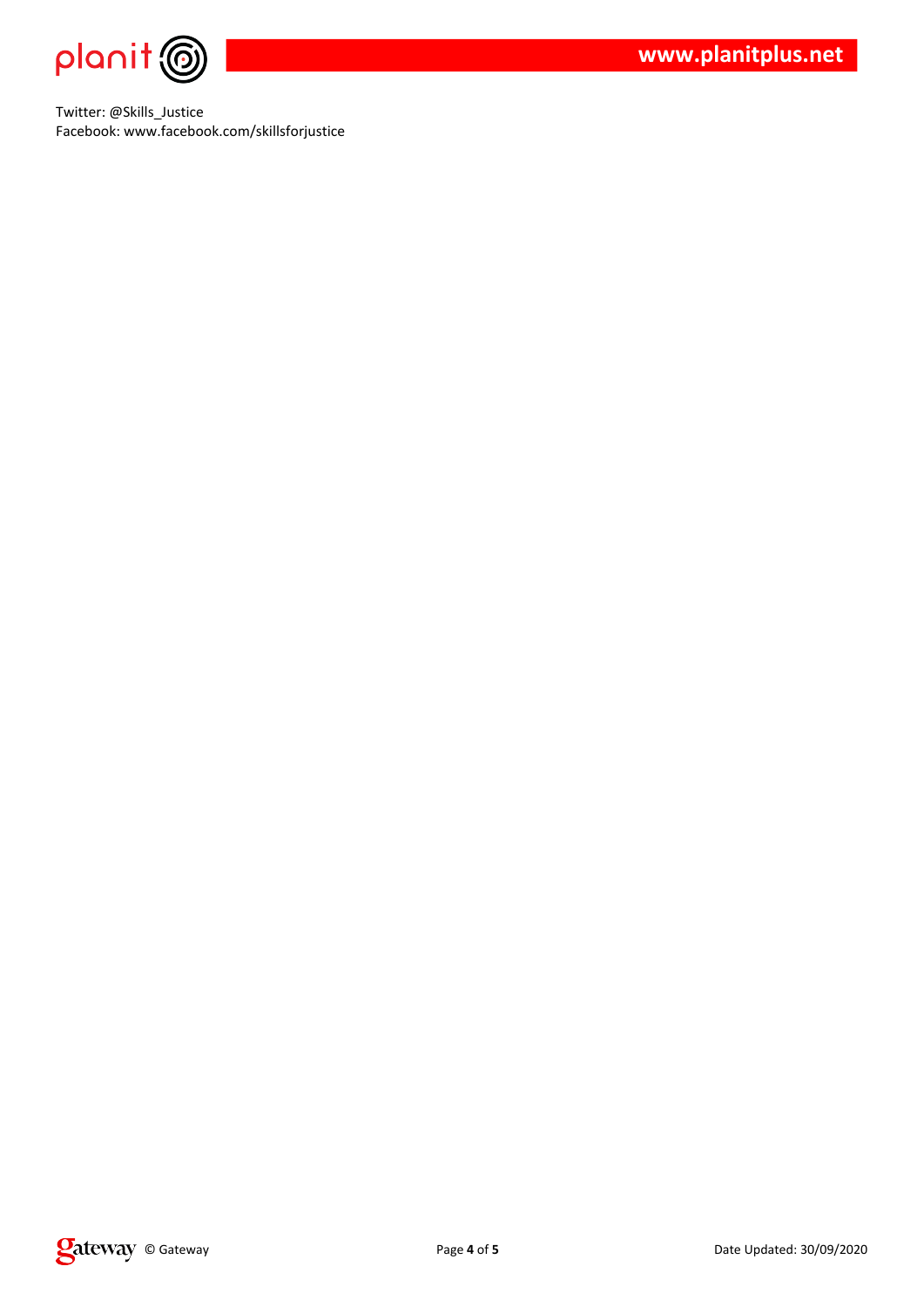Twitter: @Skills_Justice
Facebook: www.facebook.com/skillsforjustice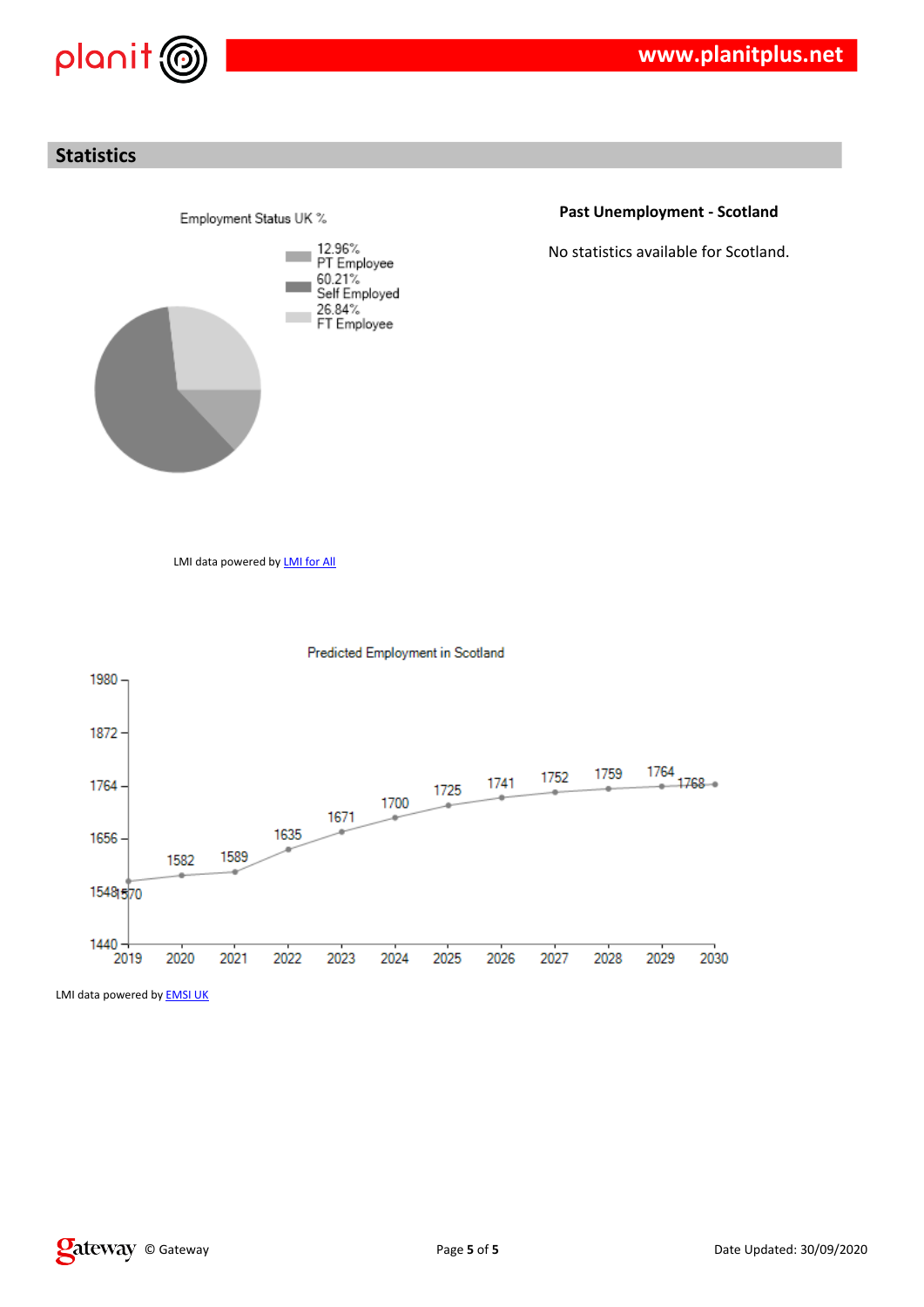## Statistics

Employment Status UK %

12.96%
PT Employee
60.21%
Self Employed
26.84%
FT Employee

LMI data powered by [LMI for All]

**Past Unemployment - Scotland**

No statistics available for Scotland.

Predicted Employment in Scotland

1980
1872
1764
1656
1548
1440

2019 2020 2021 2022 2023 2024 2025 2026 2027 2028 2029 2030

1570 1582 1589 1635 1671 1700 1725 1741 1752 1759 1764 1768

LMI data powered by [EMSI UK]

© Gateway

Date Updated: 30/09/2020